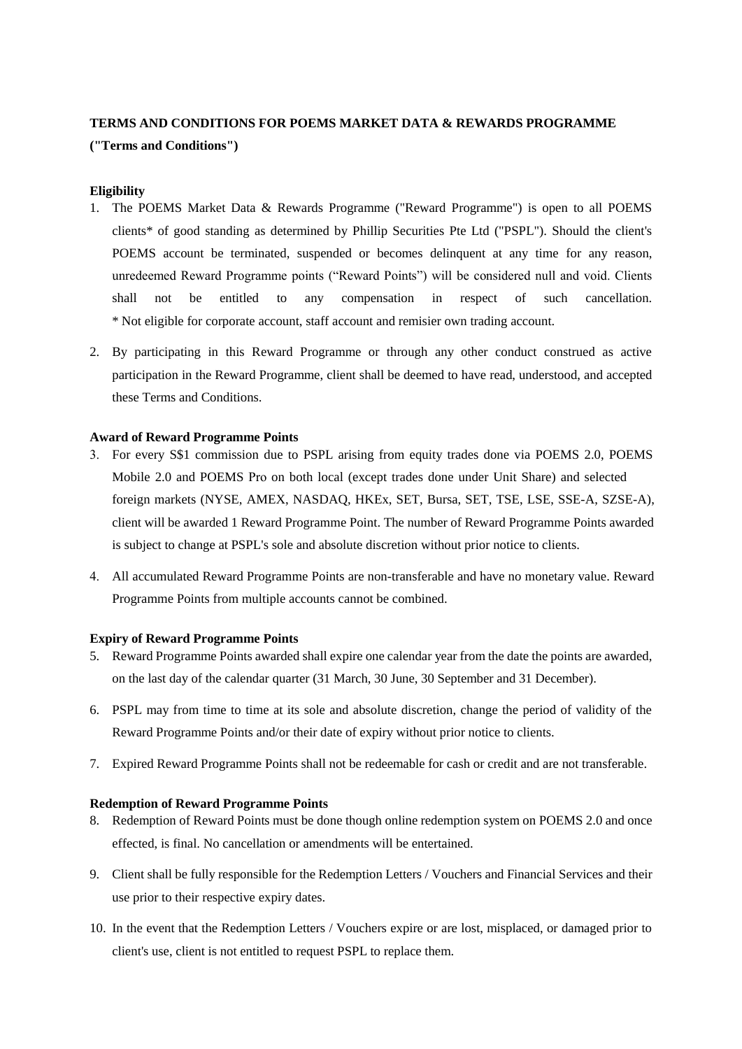**TERMS AND CONDITIONS FOR POEMS MARKET DATA & REWARDS PROGRAMME ("Terms and Conditions")**

**Eligibility**

1. The POEMS Market Data & Rewards Programme ("Reward Programme") is open to all POEMS clients* of good standing as determined by Phillip Securities Pte Ltd ("PSPL"). Should the client's POEMS account be terminated, suspended or becomes delinquent at any time for any reason, unredeemed Reward Programme points ("Reward Points") will be considered null and void. Clients shall not be entitled to any compensation in respect of such cancellation.
   * Not eligible for corporate account, staff account and remisier own trading account.

2. By participating in this Reward Programme or through any other conduct construed as active participation in the Reward Programme, client shall be deemed to have read, understood, and accepted these Terms and Conditions.

**Award of Reward Programme Points**

3. For every S$1 commission due to PSPL arising from equity trades done via POEMS 2.0, POEMS Mobile 2.0 and POEMS Pro on both local (except trades done under Unit Share) and selected foreign markets (NYSE, AMEX, NASDAQ, HKEx, SET, Bursa, SET, TSE, LSE, SSE-A, SZSE-A), client will be awarded 1 Reward Programme Point. The number of Reward Programme Points awarded is subject to change at PSPL's sole and absolute discretion without prior notice to clients.

4. All accumulated Reward Programme Points are non-transferable and have no monetary value. Reward Programme Points from multiple accounts cannot be combined.

**Expiry of Reward Programme Points**

5. Reward Programme Points awarded shall expire one calendar year from the date the points are awarded, on the last day of the calendar quarter (31 March, 30 June, 30 September and 31 December).

6. PSPL may from time to time at its sole and absolute discretion, change the period of validity of the Reward Programme Points and/or their date of expiry without prior notice to clients.

7. Expired Reward Programme Points shall not be redeemable for cash or credit and are not transferable.

**Redemption of Reward Programme Points**

8. Redemption of Reward Points must be done though online redemption system on POEMS 2.0 and once effected, is final. No cancellation or amendments will be entertained.

9. Client shall be fully responsible for the Redemption Letters / Vouchers and Financial Services and their use prior to their respective expiry dates.

10. In the event that the Redemption Letters / Vouchers expire or are lost, misplaced, or damaged prior to client's use, client is not entitled to request PSPL to replace them.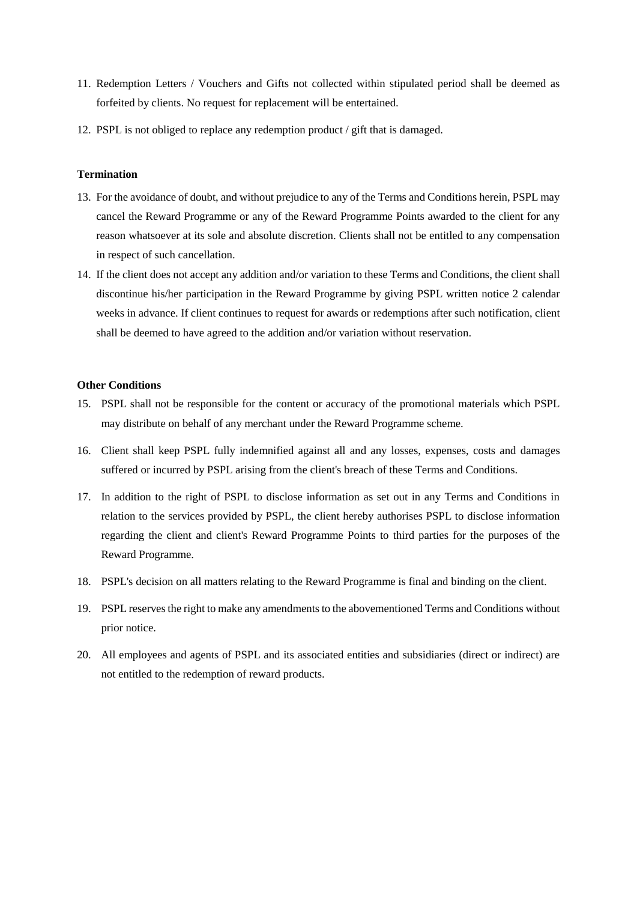11. Redemption Letters / Vouchers and Gifts not collected within stipulated period shall be deemed as forfeited by clients. No request for replacement will be entertained.
12. PSPL is not obliged to replace any redemption product / gift that is damaged.

**Termination**

13. For the avoidance of doubt, and without prejudice to any of the Terms and Conditions herein, PSPL may cancel the Reward Programme or any of the Reward Programme Points awarded to the client for any reason whatsoever at its sole and absolute discretion. Clients shall not be entitled to any compensation in respect of such cancellation.
14. If the client does not accept any addition and/or variation to these Terms and Conditions, the client shall discontinue his/her participation in the Reward Programme by giving PSPL written notice 2 calendar weeks in advance. If client continues to request for awards or redemptions after such notification, client shall be deemed to have agreed to the addition and/or variation without reservation.

**Other Conditions**

15. PSPL shall not be responsible for the content or accuracy of the promotional materials which PSPL may distribute on behalf of any merchant under the Reward Programme scheme.
16. Client shall keep PSPL fully indemnified against all and any losses, expenses, costs and damages suffered or incurred by PSPL arising from the client's breach of these Terms and Conditions.
17. In addition to the right of PSPL to disclose information as set out in any Terms and Conditions in relation to the services provided by PSPL, the client hereby authorises PSPL to disclose information regarding the client and client's Reward Programme Points to third parties for the purposes of the Reward Programme.
18. PSPL's decision on all matters relating to the Reward Programme is final and binding on the client.
19. PSPL reserves the right to make any amendments to the abovementioned Terms and Conditions without prior notice.
20. All employees and agents of PSPL and its associated entities and subsidiaries (direct or indirect) are not entitled to the redemption of reward products.